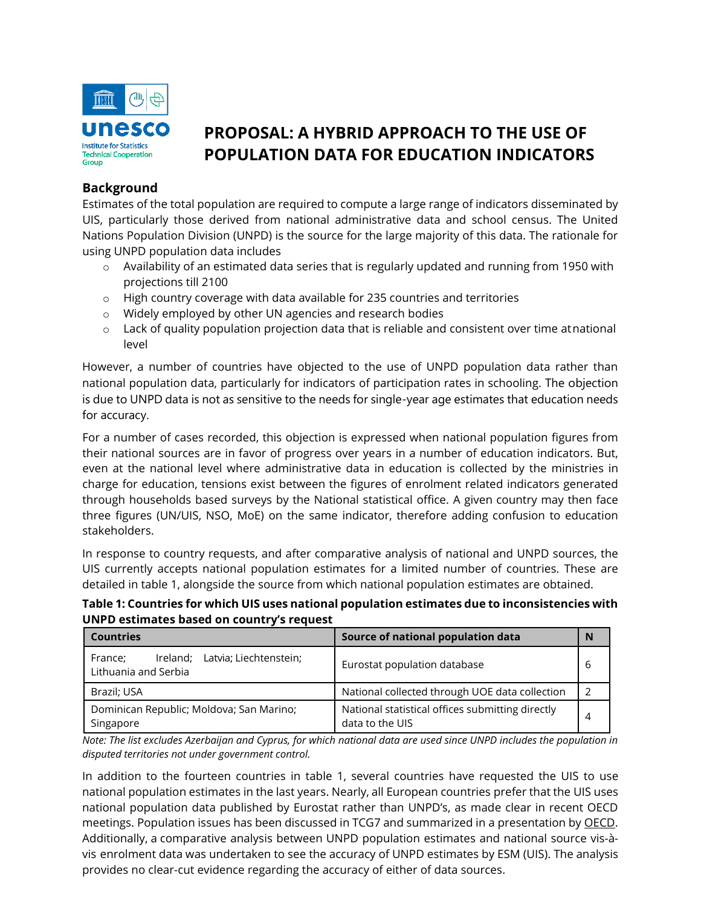# PROPOSAL: A HYBRID APPROACH TO THE USE OF POPULATION DATA FOR EDUCATION INDICATORS

## Background

Estimates of the total population are required to compute a large range of indicators disseminated by UIS, particularly those derived from national administrative data and school census. The United Nations Population Division (UNPD) is the source for the large majority of this data. The rationale for using UNPD population data includes

- Availability of an estimated data series that is regularly updated and running from 1950 with projections till 2100
- High country coverage with data available for 235 countries and territories
- Widely employed by other UN agencies and research bodies
- Lack of quality population projection data that is reliable and consistent over time atnational level

However, a number of countries have objected to the use of UNPD population data rather than national population data, particularly for indicators of participation rates in schooling. The objection is due to UNPD data is not as sensitive to the needs for single-year age estimates that education needs for accuracy.

For a number of cases recorded, this objection is expressed when national population figures from their national sources are in favor of progress over years in a number of education indicators. But, even at the national level where administrative data in education is collected by the ministries in charge for education, tensions exist between the figures of enrolment related indicators generated through households based surveys by the National statistical office. A given country may then face three figures (UN/UIS, NSO, MoE) on the same indicator, therefore adding confusion to education stakeholders.

In response to country requests, and after comparative analysis of national and UNPD sources, the UIS currently accepts national population estimates for a limited number of countries. These are detailed in table 1, alongside the source from which national population estimates are obtained.

**Table 1: Countries for which UIS uses national population estimates due to inconsistencies with UNPD estimates based on country's request**

| Countries | Source of national population data | N |
|---|---|---|
| France; Ireland; Latvia; Liechtenstein; Lithuania and Serbia | Eurostat population database | 6 |
| Brazil; USA | National collected through UOE data collection | 2 |
| Dominican Republic; Moldova; San Marino; Singapore | National statistical offices submitting directly data to the UIS | 4 |

*Note: The list excludes Azerbaijan and Cyprus, for which national data are used since UNPD includes the population in disputed territories not under government control.*

In addition to the fourteen countries in table 1, several countries have requested the UIS to use national population estimates in the last years. Nearly, all European countries prefer that the UIS uses national population data published by Eurostat rather than UNPD's, as made clear in recent OECD meetings. Population issues has been discussed in TCG7 and summarized in a presentation by OECD. Additionally, a comparative analysis between UNPD population estimates and national source vis-à-vis enrolment data was undertaken to see the accuracy of UNPD estimates by ESM (UIS). The analysis provides no clear-cut evidence regarding the accuracy of either of data sources.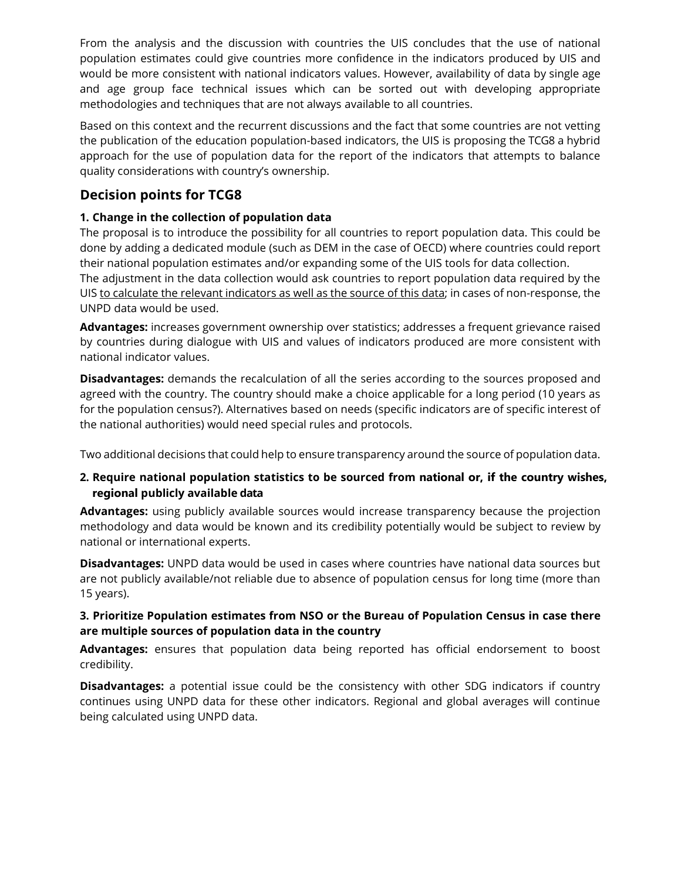From the analysis and the discussion with countries the UIS concludes that the use of national population estimates could give countries more confidence in the indicators produced by UIS and would be more consistent with national indicators values. However, availability of data by single age and age group face technical issues which can be sorted out with developing appropriate methodologies and techniques that are not always available to all countries.

Based on this context and the recurrent discussions and the fact that some countries are not vetting the publication of the education population-based indicators, the UIS is proposing the TCG8 a hybrid approach for the use of population data for the report of the indicators that attempts to balance quality considerations with country's ownership.

## Decision points for TCG8

**1. Change in the collection of population data**

The proposal is to introduce the possibility for all countries to report population data. This could be done by adding a dedicated module (such as DEM in the case of OECD) where countries could report their national population estimates and/or expanding some of the UIS tools for data collection.
The adjustment in the data collection would ask countries to report population data required by the UIS <u>to calculate the relevant indicators as well as the source of this data</u>; in cases of non-response, the UNPD data would be used.

**Advantages:** increases government ownership over statistics; addresses a frequent grievance raised by countries during dialogue with UIS and values of indicators produced are more consistent with national indicator values.

**Disadvantages:** demands the recalculation of all the series according to the sources proposed and agreed with the country. The country should make a choice applicable for a long period (10 years as for the population census?). Alternatives based on needs (specific indicators are of specific interest of the national authorities) would need special rules and protocols.

Two additional decisions that could help to ensure transparency around the source of population data.

**2. Require national population statistics to be sourced from national or, if the country wishes, regional publicly available data**

**Advantages:** using publicly available sources would increase transparency because the projection methodology and data would be known and its credibility potentially would be subject to review by national or international experts.

**Disadvantages:** UNPD data would be used in cases where countries have national data sources but are not publicly available/not reliable due to absence of population census for long time (more than 15 years).

**3. Prioritize Population estimates from NSO or the Bureau of Population Census in case there are multiple sources of population data in the country**

**Advantages:** ensures that population data being reported has official endorsement to boost credibility.

**Disadvantages:** a potential issue could be the consistency with other SDG indicators if country continues using UNPD data for these other indicators. Regional and global averages will continue being calculated using UNPD data.